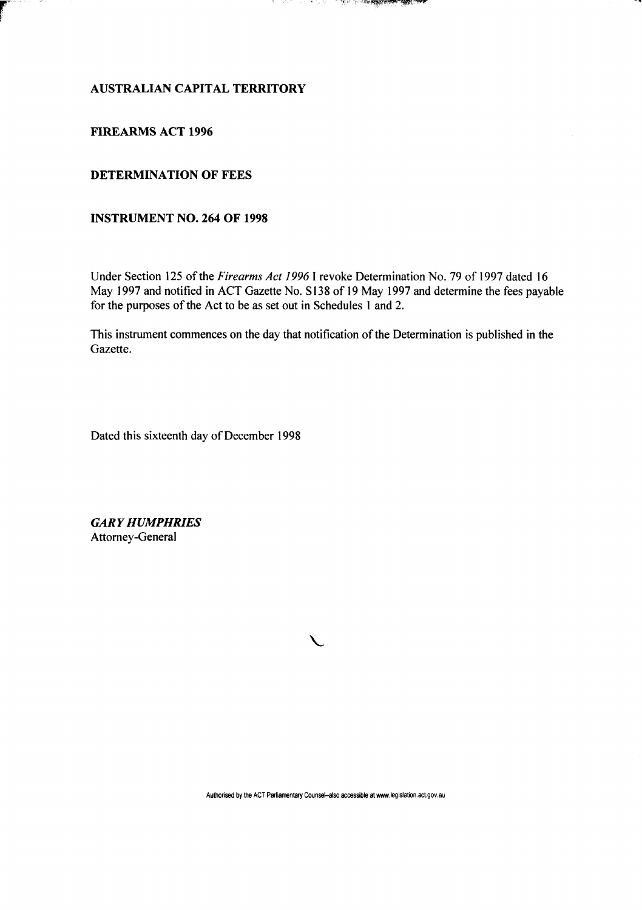**AUSTRALIAN CAPITAL TERRITORY**

**FIREARMS ACT 1996**

**DETERMINATION OF FEES**

**INSTRUMENT NO. 264 OF 1998**

Under Section 125 of the *Firearms Act 1996* I revoke Determination No. 79 of 1997 dated 16 May 1997 and notified in ACT Gazette No. S138 of 19 May 1997 and determine the fees payable for the purposes of the Act to be as set out in Schedules 1 and 2.

This instrument commences on the day that notification of the Determination is published in the Gazette.

Dated this sixteenth day of December 1998

***GARY HUMPHRIES***
Attorney-General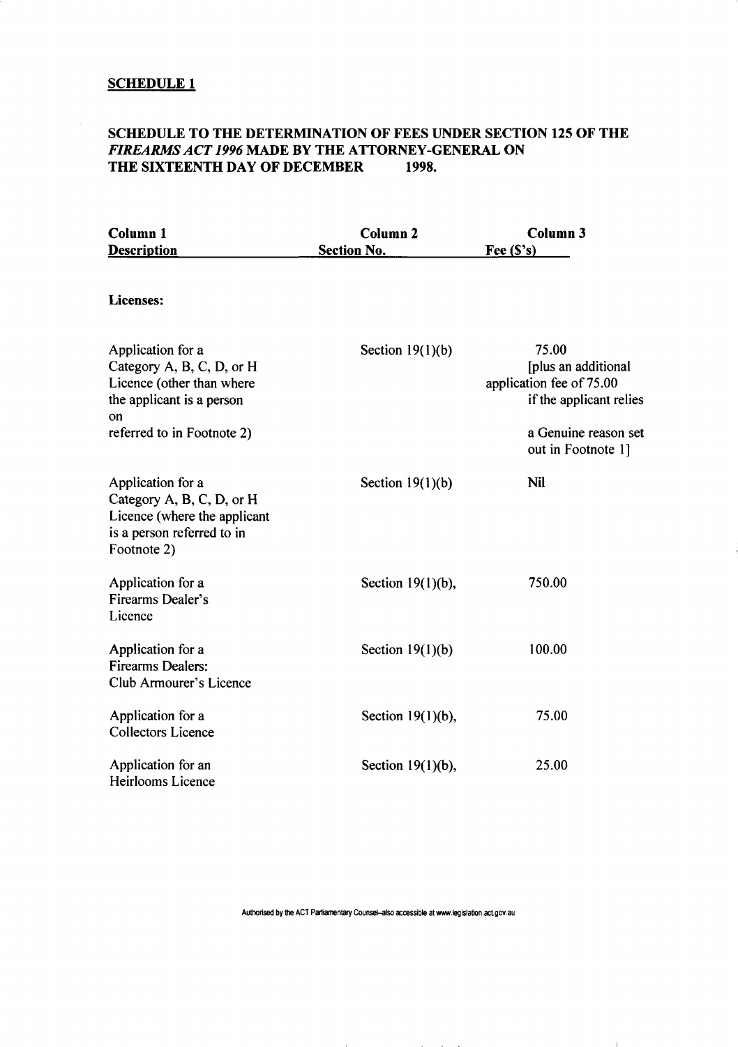**SCHEDULE 1**

**SCHEDULE TO THE DETERMINATION OF FEES UNDER SECTION 125 OF THE *FIREARMS ACT 1996* MADE BY THE ATTORNEY-GENERAL ON THE SIXTEENTH DAY OF DECEMBER 1998.**

| Column 1 Description | Column 2 Section No. | Column 3 Fee ($'s) |
|---|---|---|
| **Licenses:** | | |
| Application for a Category A, B, C, D, or H Licence (other than where the applicant is a person referred to in Footnote 2) | Section 19(1)(b) | 75.00 [plus an additional application fee of 75.00 if the applicant relies on a Genuine reason set out in Footnote 1] |
| Application for a Category A, B, C, D, or H Licence (where the applicant is a person referred to in Footnote 2) | Section 19(1)(b) | **Nil** |
| Application for a Firearms Dealer's Licence | Section 19(1)(b), | 750.00 |
| Application for a Firearms Dealers: Club Armourer's Licence | Section 19(1)(b) | 100.00 |
| Application for a Collectors Licence | Section 19(1)(b), | 75.00 |
| Application for an Heirlooms Licence | Section 19(1)(b), | 25.00 |

Authorised by the ACT Parliamentary Counsel–also accessible at www.legislation.act.gov.au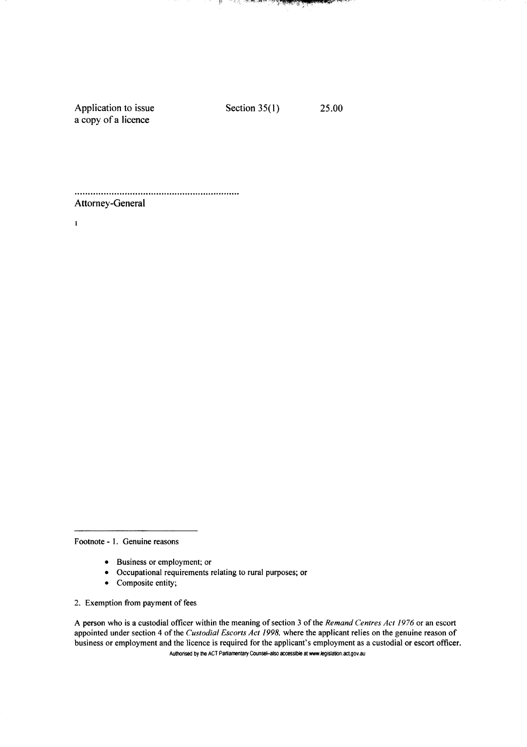| | | |
|---|---|---|
| Application to issue a copy of a licence | Section 35(1) | 25.00 |

................................................................

Attorney-General

---

Footnote - 1. Genuine reasons

- Business or employment; or
- Occupational requirements relating to rural purposes; or
- Composite entity;

2. Exemption from payment of fees

A person who is a custodial officer within the meaning of section 3 of the *Remand Centres Act 1976* or an escort appointed under section 4 of the *Custodial Escorts Act 1998*, where the applicant relies on the genuine reason of business or employment and the licence is required for the applicant's employment as a custodial or escort officer.

Authorised by the ACT Parliamentary Counsel–also accessible at www.legislation.act.gov.au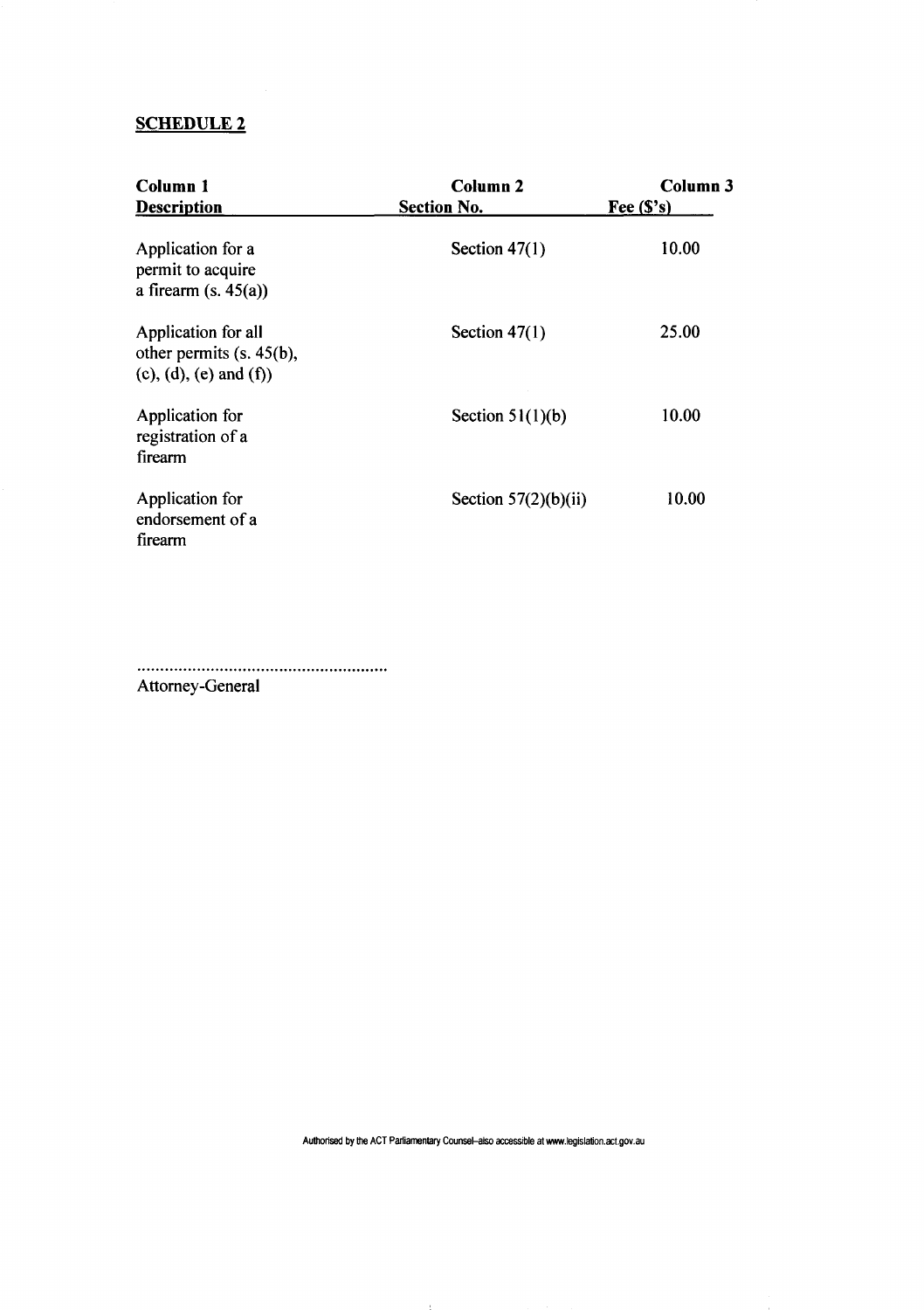**SCHEDULE 2**

| Column 1<br>Description | Column 2<br>Section No. | Column 3<br>Fee ($'s) |
|---|---|---|
| Application for a permit to acquire a firearm (s. 45(a)) | Section 47(1) | 10.00 |
| Application for all other permits (s. 45(b), (c), (d), (e) and (f)) | Section 47(1) | 25.00 |
| Application for registration of a firearm | Section 51(1)(b) | 10.00 |
| Application for endorsement of a firearm | Section 57(2)(b)(ii) | 10.00 |

......................................................

Attorney-General

Authorised by the ACT Parliamentary Counsel–also accessible at www.legislation.act.gov.au